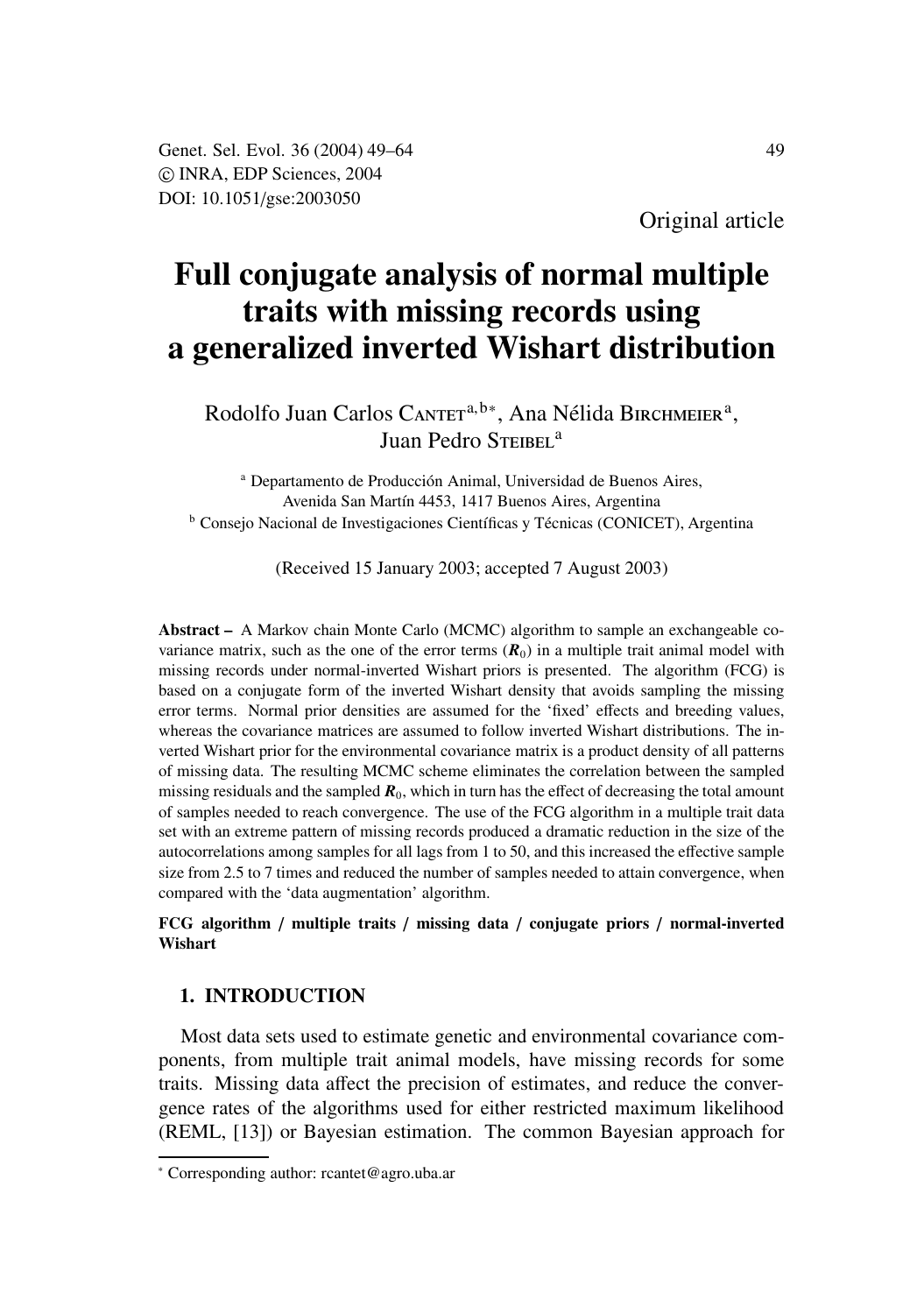Original article

# Full conjugate analysis of normal multiple traits with missing records using a generalized inverted Wishart distribution

Rodolfo Juan Carlos Cantet[a,b*], Ana Nélida Birchmeier[a], Juan Pedro Steibel[a]

[a] Departamento de Producción Animal, Universidad de Buenos Aires, Avenida San Martín 4453, 1417 Buenos Aires, Argentina
[b] Consejo Nacional de Investigaciones Científicas y Técnicas (CONICET), Argentina

(Received 15 January 2003; accepted 7 August 2003)

**Abstract –** A Markov chain Monte Carlo (MCMC) algorithm to sample an exchangeable covariance matrix, such as the one of the error terms ($\boldsymbol{R}_0$) in a multiple trait animal model with missing records under normal-inverted Wishart priors is presented. The algorithm (FCG) is based on a conjugate form of the inverted Wishart density that avoids sampling the missing error terms. Normal prior densities are assumed for the 'fixed' effects and breeding values, whereas the covariance matrices are assumed to follow inverted Wishart distributions. The inverted Wishart prior for the environmental covariance matrix is a product density of all patterns of missing data. The resulting MCMC scheme eliminates the correlation between the sampled missing residuals and the sampled $\boldsymbol{R}_0$, which in turn has the effect of decreasing the total amount of samples needed to reach convergence. The use of the FCG algorithm in a multiple trait data set with an extreme pattern of missing records produced a dramatic reduction in the size of the autocorrelations among samples for all lags from 1 to 50, and this increased the effective sample size from 2.5 to 7 times and reduced the number of samples needed to attain convergence, when compared with the 'data augmentation' algorithm.

**FCG algorithm / multiple traits / missing data / conjugate priors / normal-inverted Wishart**

## 1. INTRODUCTION

Most data sets used to estimate genetic and environmental covariance components, from multiple trait animal models, have missing records for some traits. Missing data affect the precision of estimates, and reduce the convergence rates of the algorithms used for either restricted maximum likelihood (REML, [13]) or Bayesian estimation. The common Bayesian approach for

* Corresponding author: rcantet@agro.uba.ar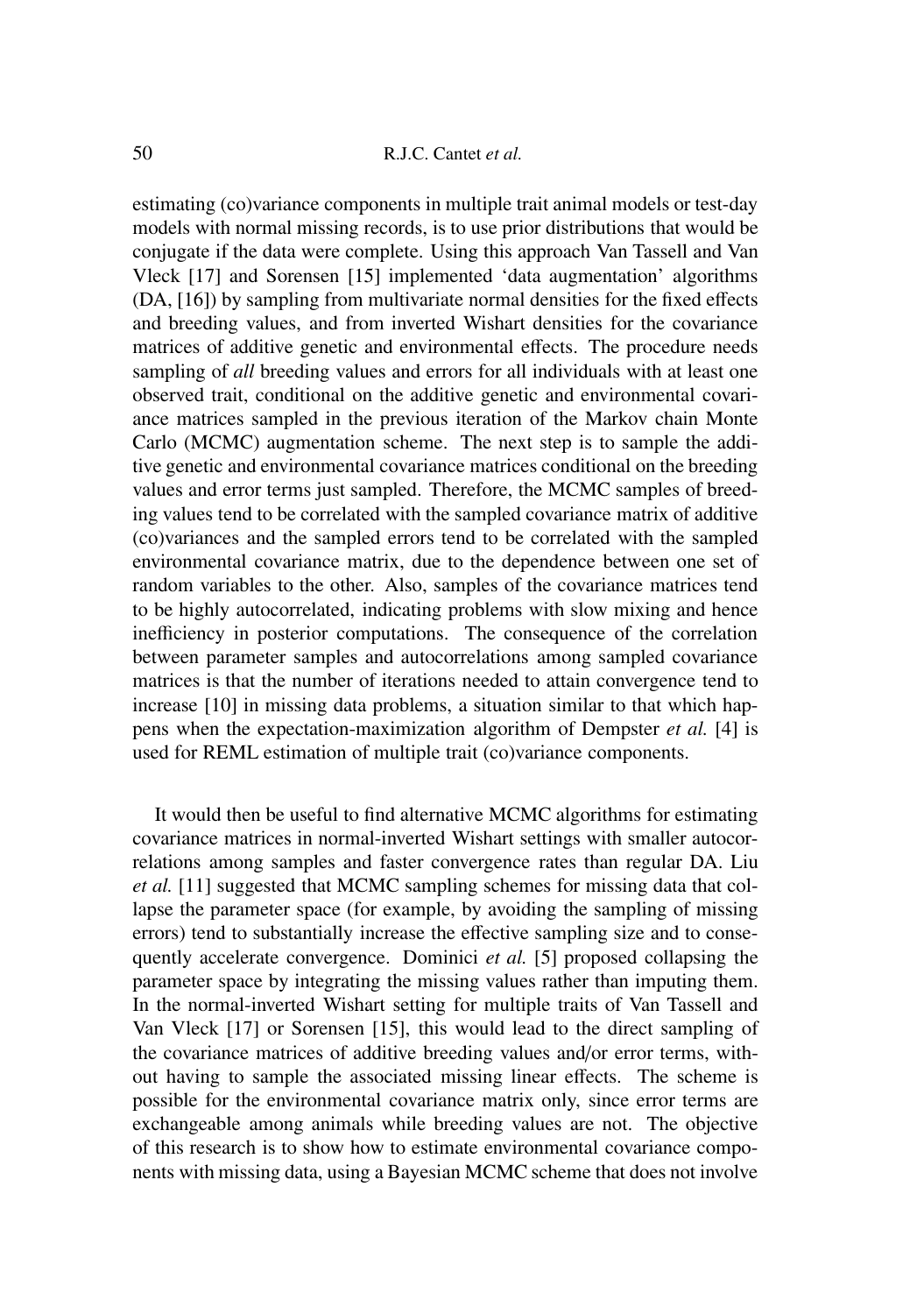estimating (co)variance components in multiple trait animal models or test-day models with normal missing records, is to use prior distributions that would be conjugate if the data were complete. Using this approach Van Tassell and Van Vleck [17] and Sorensen [15] implemented 'data augmentation' algorithms (DA, [16]) by sampling from multivariate normal densities for the fixed effects and breeding values, and from inverted Wishart densities for the covariance matrices of additive genetic and environmental effects. The procedure needs sampling of *all* breeding values and errors for all individuals with at least one observed trait, conditional on the additive genetic and environmental covariance matrices sampled in the previous iteration of the Markov chain Monte Carlo (MCMC) augmentation scheme. The next step is to sample the additive genetic and environmental covariance matrices conditional on the breeding values and error terms just sampled. Therefore, the MCMC samples of breeding values tend to be correlated with the sampled covariance matrix of additive (co)variances and the sampled errors tend to be correlated with the sampled environmental covariance matrix, due to the dependence between one set of random variables to the other. Also, samples of the covariance matrices tend to be highly autocorrelated, indicating problems with slow mixing and hence inefficiency in posterior computations. The consequence of the correlation between parameter samples and autocorrelations among sampled covariance matrices is that the number of iterations needed to attain convergence tend to increase [10] in missing data problems, a situation similar to that which happens when the expectation-maximization algorithm of Dempster *et al.* [4] is used for REML estimation of multiple trait (co)variance components.

It would then be useful to find alternative MCMC algorithms for estimating covariance matrices in normal-inverted Wishart settings with smaller autocorrelations among samples and faster convergence rates than regular DA. Liu *et al.* [11] suggested that MCMC sampling schemes for missing data that collapse the parameter space (for example, by avoiding the sampling of missing errors) tend to substantially increase the effective sampling size and to consequently accelerate convergence. Dominici *et al.* [5] proposed collapsing the parameter space by integrating the missing values rather than imputing them. In the normal-inverted Wishart setting for multiple traits of Van Tassell and Van Vleck [17] or Sorensen [15], this would lead to the direct sampling of the covariance matrices of additive breeding values and/or error terms, without having to sample the associated missing linear effects. The scheme is possible for the environmental covariance matrix only, since error terms are exchangeable among animals while breeding values are not. The objective of this research is to show how to estimate environmental covariance components with missing data, using a Bayesian MCMC scheme that does not involve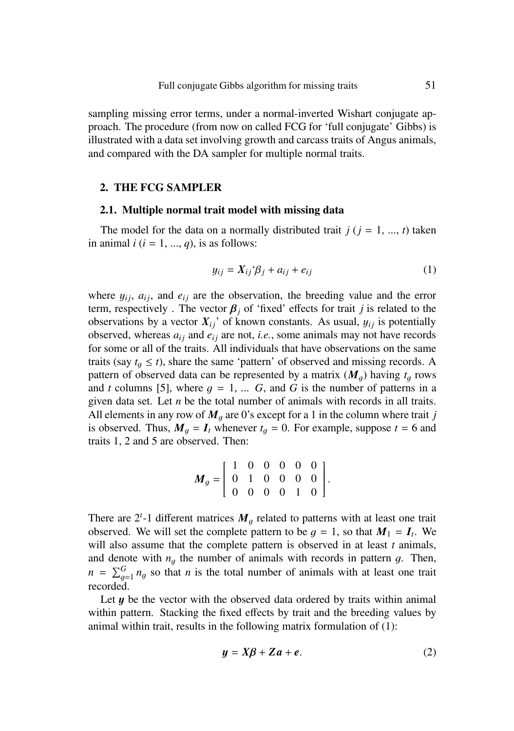sampling missing error terms, under a normal-inverted Wishart conjugate approach. The procedure (from now on called FCG for 'full conjugate' Gibbs) is illustrated with a data set involving growth and carcass traits of Angus animals, and compared with the DA sampler for multiple normal traits.

## 2. THE FCG SAMPLER

### 2.1. Multiple normal trait model with missing data

The model for the data on a normally distributed trait $j$ ($j$ = 1, ..., $t$) taken in animal $i$ ($i$ = 1, ..., $q$), is as follows:

$$y_{ij} = \boldsymbol{X}_{ij}`\beta_j + a_{ij} + e_{ij} \tag{1}$$

where $y_{ij}$, $a_{ij}$, and $e_{ij}$ are the observation, the breeding value and the error term, respectively . The vector $\boldsymbol{\beta}_j$ of 'fixed' effects for trait $j$ is related to the observations by a vector $\boldsymbol{X}_{ij}$' of known constants. As usual, $y_{ij}$ is potentially observed, whereas $a_{ij}$ and $e_{ij}$ are not, *i.e.*, some animals may not have records for some or all of the traits. All individuals that have observations on the same traits (say $t_g \leq t$), share the same 'pattern' of observed and missing records. A pattern of observed data can be represented by a matrix ($\boldsymbol{M}_g$) having $t_g$ rows and $t$ columns [5], where $g$ = 1, ... $G$, and $G$ is the number of patterns in a given data set. Let $n$ be the total number of animals with records in all traits. All elements in any row of $\boldsymbol{M}_g$ are 0's except for a 1 in the column where trait $j$ is observed. Thus, $\boldsymbol{M}_g = \boldsymbol{I}_t$ whenever $t_g = 0$. For example, suppose $t = 6$ and traits 1, 2 and 5 are observed. Then:

$$\boldsymbol{M}_g = \begin{bmatrix} 1 & 0 & 0 & 0 & 0 & 0 \\ 0 & 1 & 0 & 0 & 0 & 0 \\ 0 & 0 & 0 & 0 & 1 & 0 \end{bmatrix}.$$

There are $2^t$-1 different matrices $\boldsymbol{M}_g$ related to patterns with at least one trait observed. We will set the complete pattern to be $g = 1$, so that $\boldsymbol{M}_1 = \boldsymbol{I}_t$. We will also assume that the complete pattern is observed in at least $t$ animals, and denote with $n_g$ the number of animals with records in pattern $g$. Then, $n = \sum_{g=1}^{G} n_g$ so that $n$ is the total number of animals with at least one trait recorded.

Let $\boldsymbol{y}$ be the vector with the observed data ordered by traits within animal within pattern. Stacking the fixed effects by trait and the breeding values by animal within trait, results in the following matrix formulation of (1):

$$\boldsymbol{y} = \boldsymbol{X\beta} + \boldsymbol{Za} + \boldsymbol{e}. \tag{2}$$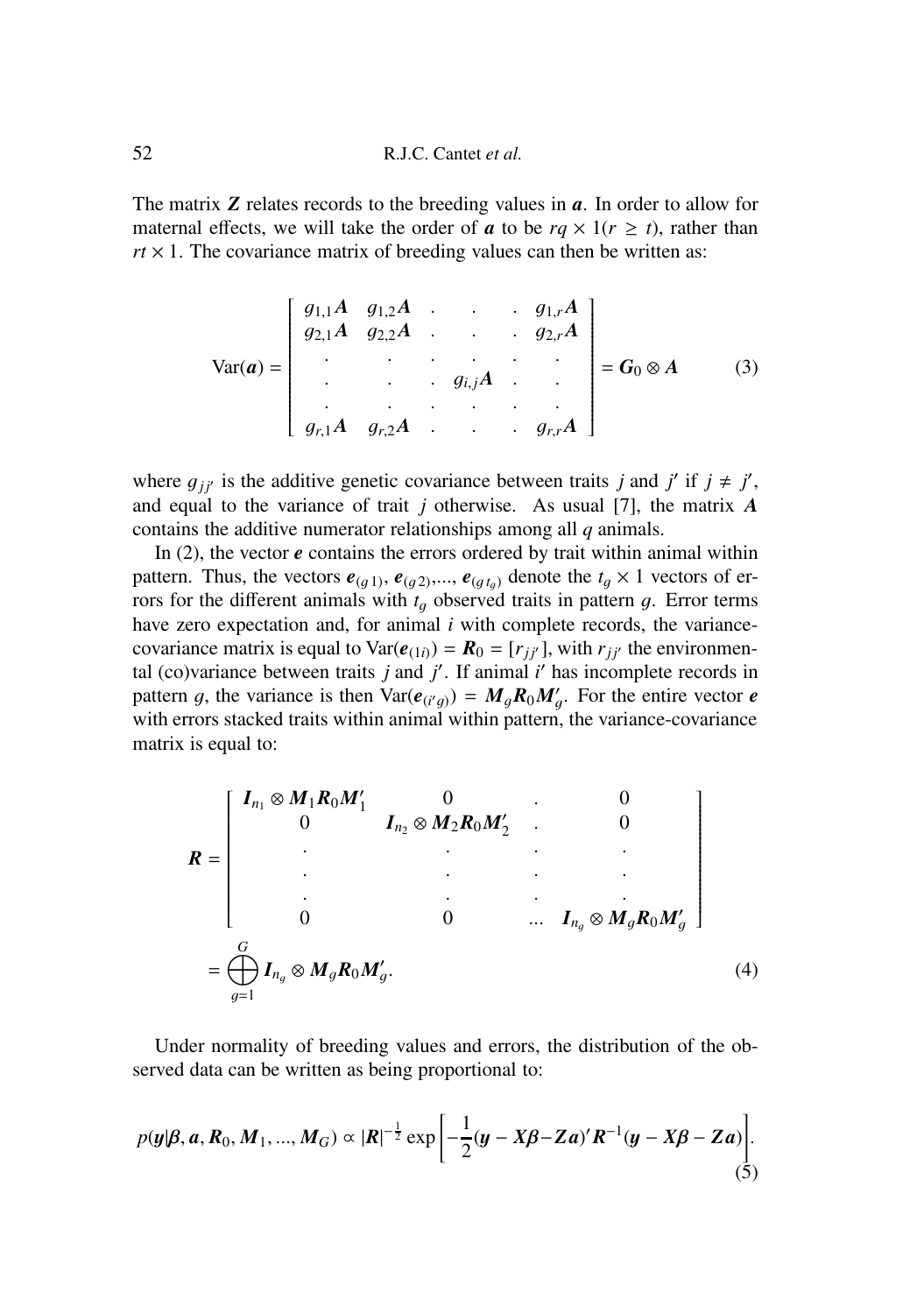The matrix $\boldsymbol{Z}$ relates records to the breeding values in $\boldsymbol{a}$. In order to allow for maternal effects, we will take the order of $\boldsymbol{a}$ to be $rq \times 1 (r \geq t)$, rather than $rt \times 1$. The covariance matrix of breeding values can then be written as:

$$
\mathrm{Var}(\boldsymbol{a}) = \begin{bmatrix} g_{1,1}\boldsymbol{A} & g_{1,2}\boldsymbol{A} & . & . & . & g_{1,r}\boldsymbol{A} \\ g_{2,1}\boldsymbol{A} & g_{2,2}\boldsymbol{A} & . & . & . & g_{2,r}\boldsymbol{A} \\ . & . & . & . & . & . \\ . & . & . & g_{i,j}\boldsymbol{A} & . & . \\ . & . & . & . & . & . \\ g_{r,1}\boldsymbol{A} & g_{r,2}\boldsymbol{A} & . & . & . & g_{r,r}\boldsymbol{A} \end{bmatrix} = \boldsymbol{G}_0 \otimes \boldsymbol{A} \tag{3}
$$

where $g_{jj'}$ is the additive genetic covariance between traits $j$ and $j'$ if $j \neq j'$, and equal to the variance of trait $j$ otherwise. As usual [7], the matrix $\boldsymbol{A}$ contains the additive numerator relationships among all $q$ animals.

In (2), the vector $\boldsymbol{e}$ contains the errors ordered by trait within animal within pattern. Thus, the vectors $\boldsymbol{e}_{(g\,1)}, \boldsymbol{e}_{(g\,2)}, ..., \boldsymbol{e}_{(g\,t_g)}$ denote the $t_g \times 1$ vectors of errors for the different animals with $t_g$ observed traits in pattern $g$. Error terms have zero expectation and, for animal $i$ with complete records, the variance-covariance matrix is equal to $\mathrm{Var}(\boldsymbol{e}_{(1i)}) = \boldsymbol{R}_0 = [r_{jj'}]$, with $r_{jj'}$ the environmental (co)variance between traits $j$ and $j'$. If animal $i'$ has incomplete records in pattern $g$, the variance is then $\mathrm{Var}(\boldsymbol{e}_{(i'g)}) = \boldsymbol{M}_g\boldsymbol{R}_0\boldsymbol{M}'_g$. For the entire vector $\boldsymbol{e}$ with errors stacked traits within animal within pattern, the variance-covariance matrix is equal to:

$$
\begin{aligned}
\boldsymbol{R} &= \begin{bmatrix} \boldsymbol{I}_{n_1} \otimes \boldsymbol{M}_1\boldsymbol{R}_0\boldsymbol{M}'_1 & 0 & . & 0 \\ 0 & \boldsymbol{I}_{n_2} \otimes \boldsymbol{M}_2\boldsymbol{R}_0\boldsymbol{M}'_2 & . & 0 \\ . & . & . & . \\ . & . & . & . \\ . & . & . & . \\ 0 & 0 & ... & \boldsymbol{I}_{n_g} \otimes \boldsymbol{M}_g\boldsymbol{R}_0\boldsymbol{M}'_g \end{bmatrix} \\
&= \bigoplus_{g=1}^{G} \boldsymbol{I}_{n_g} \otimes \boldsymbol{M}_g\boldsymbol{R}_0\boldsymbol{M}'_g.
\end{aligned} \tag{4}
$$

Under normality of breeding values and errors, the distribution of the observed data can be written as being proportional to:

$$
p(\boldsymbol{y}|\boldsymbol{\beta}, \boldsymbol{a}, \boldsymbol{R}_0, \boldsymbol{M}_1, ..., \boldsymbol{M}_G) \propto |\boldsymbol{R}|^{-\frac{1}{2}} \exp\left[-\frac{1}{2}(\boldsymbol{y} - \boldsymbol{X\beta} - \boldsymbol{Za})'\boldsymbol{R}^{-1}(\boldsymbol{y} - \boldsymbol{X\beta} - \boldsymbol{Za})\right]. \tag{5}
$$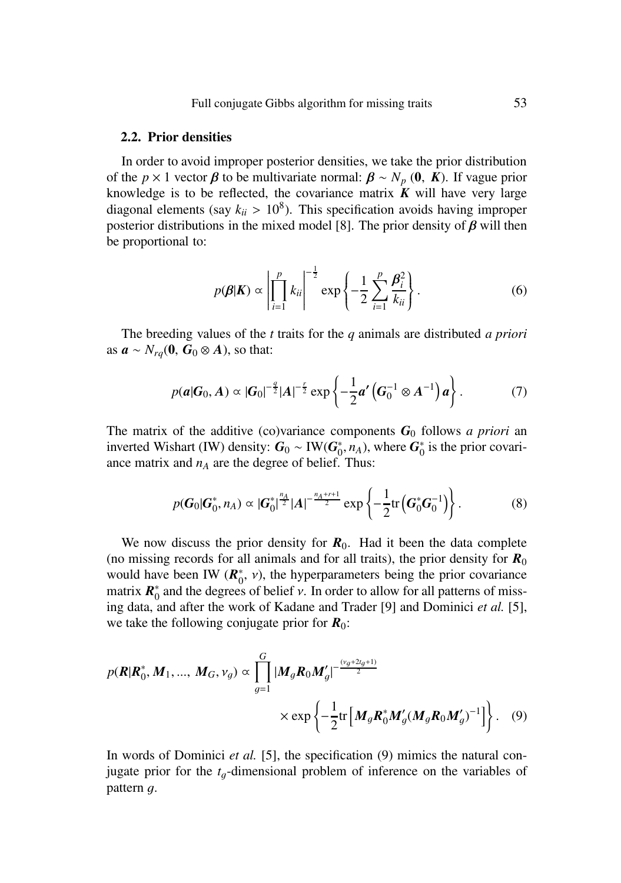### 2.2. Prior densities

In order to avoid improper posterior densities, we take the prior distribution of the $p \times 1$ vector $\boldsymbol{\beta}$ to be multivariate normal: $\boldsymbol{\beta} \sim N_p(\mathbf{0}, \boldsymbol{K})$. If vague prior knowledge is to be reflected, the covariance matrix $\boldsymbol{K}$ will have very large diagonal elements (say $k_{ii} > 10^8$). This specification avoids having improper posterior distributions in the mixed model [8]. The prior density of $\boldsymbol{\beta}$ will then be proportional to:

$$p(\boldsymbol{\beta}|\boldsymbol{K}) \propto \left|\prod_{i=1}^{p} k_{ii}\right|^{-\frac{1}{2}} \exp\left\{-\frac{1}{2}\sum_{i=1}^{p}\frac{\boldsymbol{\beta}_i^2}{k_{ii}}\right\}. \quad (6)$$

The breeding values of the $t$ traits for the $q$ animals are distributed *a priori* as $\boldsymbol{a} \sim N_{rq}(\mathbf{0}, \boldsymbol{G}_0 \otimes \boldsymbol{A})$, so that:

$$p(\boldsymbol{a}|\boldsymbol{G}_0, \boldsymbol{A}) \propto |\boldsymbol{G}_0|^{-\frac{q}{2}}|\boldsymbol{A}|^{-\frac{r}{2}} \exp\left\{-\frac{1}{2}\boldsymbol{a}'\left(\boldsymbol{G}_0^{-1} \otimes \boldsymbol{A}^{-1}\right)\boldsymbol{a}\right\}. \quad (7)$$

The matrix of the additive (co)variance components $\boldsymbol{G}_0$ follows *a priori* an inverted Wishart (IW) density: $\boldsymbol{G}_0 \sim \text{IW}(\boldsymbol{G}_0^*, n_A)$, where $\boldsymbol{G}_0^*$ is the prior covariance matrix and $n_A$ are the degree of belief. Thus:

$$p(\boldsymbol{G}_0|\boldsymbol{G}_0^*, n_A) \propto |\boldsymbol{G}_0^*|^{\frac{n_A}{2}}|\boldsymbol{A}|^{-\frac{n_A+r+1}{2}} \exp\left\{-\frac{1}{2}\text{tr}\left(\boldsymbol{G}_0^*\boldsymbol{G}_0^{-1}\right)\right\}. \quad (8)$$

We now discuss the prior density for $\boldsymbol{R}_0$. Had it been the data complete (no missing records for all animals and for all traits), the prior density for $\boldsymbol{R}_0$ would have been IW $(\boldsymbol{R}_0^*, \nu)$, the hyperparameters being the prior covariance matrix $\boldsymbol{R}_0^*$ and the degrees of belief $\nu$. In order to allow for all patterns of missing data, and after the work of Kadane and Trader [9] and Dominici *et al.* [5], we take the following conjugate prior for $\boldsymbol{R}_0$:

$$p(\boldsymbol{R}|\boldsymbol{R}_0^*, \boldsymbol{M}_1, ..., \boldsymbol{M}_G, \nu_g) \propto \prod_{g=1}^{G} |\boldsymbol{M}_g\boldsymbol{R}_0\boldsymbol{M}_g'|^{-\frac{(\nu_g+2t_g+1)}{2}} \times \exp\left\{-\frac{1}{2}\text{tr}\left[\boldsymbol{M}_g\boldsymbol{R}_0^*\boldsymbol{M}_g'(\boldsymbol{M}_g\boldsymbol{R}_0\boldsymbol{M}_g')^{-1}\right]\right\}. \quad (9)$$

In words of Dominici *et al.* [5], the specification (9) mimics the natural conjugate prior for the $t_g$-dimensional problem of inference on the variables of pattern $g$.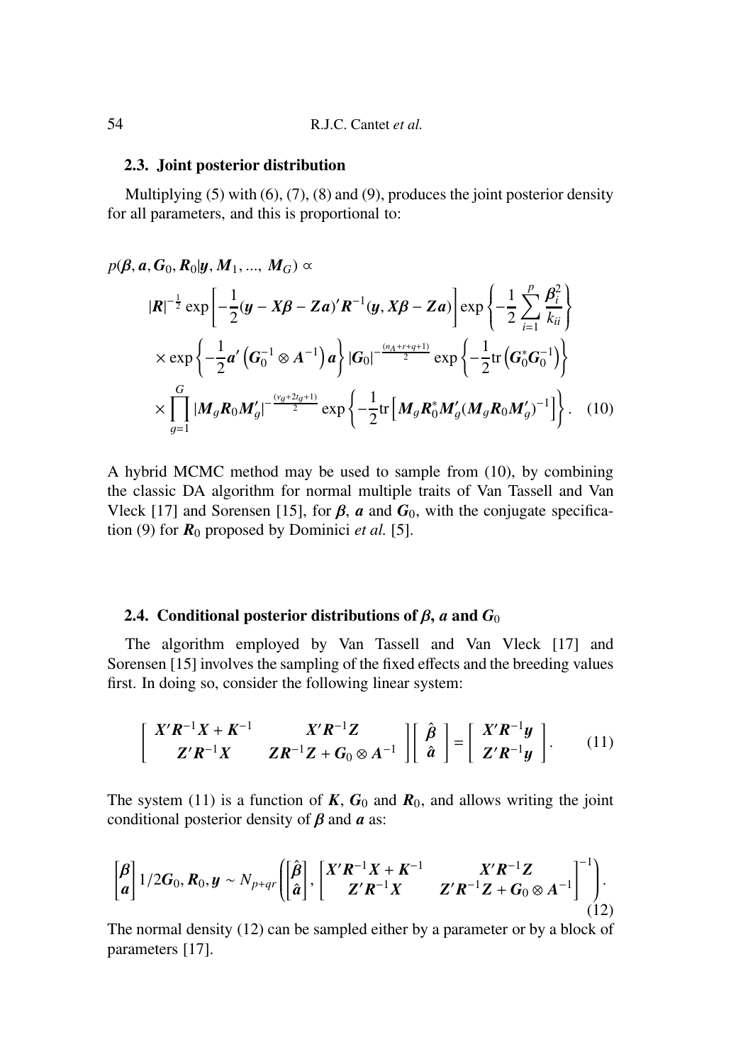### 2.3. Joint posterior distribution

Multiplying (5) with (6), (7), (8) and (9), produces the joint posterior density for all parameters, and this is proportional to:

$$
\begin{aligned}
&p(\boldsymbol{\beta}, \boldsymbol{a}, \boldsymbol{G}_0, \boldsymbol{R}_0 | \boldsymbol{y}, \boldsymbol{M}_1, ..., \boldsymbol{M}_G) \propto \\
&\quad |\boldsymbol{R}|^{-\frac{1}{2}} \exp\left[-\frac{1}{2}(\boldsymbol{y} - \boldsymbol{X}\boldsymbol{\beta} - \boldsymbol{Z}\boldsymbol{a})'\boldsymbol{R}^{-1}(\boldsymbol{y}, \boldsymbol{X}\boldsymbol{\beta} - \boldsymbol{Z}\boldsymbol{a})\right] \exp\left\{-\frac{1}{2}\sum_{i=1}^{p}\frac{\boldsymbol{\beta}_i^2}{k_{ii}}\right\} \\
&\quad \times \exp\left\{-\frac{1}{2}\boldsymbol{a}'\left(\boldsymbol{G}_0^{-1} \otimes \boldsymbol{A}^{-1}\right)\boldsymbol{a}\right\} |\boldsymbol{G}_0|^{-\frac{(n_A+r+q+1)}{2}} \exp\left\{-\frac{1}{2}\text{tr}\left(\boldsymbol{G}_0^*\boldsymbol{G}_0^{-1}\right)\right\} \\
&\quad \times \prod_{g=1}^{G} |\boldsymbol{M}_g\boldsymbol{R}_0\boldsymbol{M}_g'|^{-\frac{(\upsilon_g+2t_g+1)}{2}} \exp\left\{-\frac{1}{2}\text{tr}\left[\boldsymbol{M}_g\boldsymbol{R}_0^*\boldsymbol{M}_g'(\boldsymbol{M}_g\boldsymbol{R}_0\boldsymbol{M}_g')^{-1}\right]\right\}. \quad (10)
\end{aligned}
$$

A hybrid MCMC method may be used to sample from (10), by combining the classic DA algorithm for normal multiple traits of Van Tassell and Van Vleck [17] and Sorensen [15], for $\boldsymbol{\beta}$, $\boldsymbol{a}$ and $\boldsymbol{G}_0$, with the conjugate specification (9) for $\boldsymbol{R}_0$ proposed by Dominici *et al.* [5].

### 2.4. Conditional posterior distributions of $\beta$, $a$ and $G_0$

The algorithm employed by Van Tassell and Van Vleck [17] and Sorensen [15] involves the sampling of the fixed effects and the breeding values first. In doing so, consider the following linear system:

$$
\begin{bmatrix} \boldsymbol{X}'\boldsymbol{R}^{-1}\boldsymbol{X} + \boldsymbol{K}^{-1} & \boldsymbol{X}'\boldsymbol{R}^{-1}\boldsymbol{Z} \\ \boldsymbol{Z}'\boldsymbol{R}^{-1}\boldsymbol{X} & \boldsymbol{Z}\boldsymbol{R}^{-1}\boldsymbol{Z} + \boldsymbol{G}_0 \otimes \boldsymbol{A}^{-1} \end{bmatrix} \begin{bmatrix} \hat{\boldsymbol{\beta}} \\ \hat{\boldsymbol{a}} \end{bmatrix} = \begin{bmatrix} \boldsymbol{X}'\boldsymbol{R}^{-1}\boldsymbol{y} \\ \boldsymbol{Z}'\boldsymbol{R}^{-1}\boldsymbol{y} \end{bmatrix}. \quad (11)
$$

The system (11) is a function of $\boldsymbol{K}$, $\boldsymbol{G}_0$ and $\boldsymbol{R}_0$, and allows writing the joint conditional posterior density of $\boldsymbol{\beta}$ and $\boldsymbol{a}$ as:

$$
\begin{bmatrix} \boldsymbol{\beta} \\ \boldsymbol{a} \end{bmatrix} 1/2\boldsymbol{G}_0, \boldsymbol{R}_0, \boldsymbol{y} \sim N_{p+qr}\left(\begin{bmatrix} \hat{\boldsymbol{\beta}} \\ \hat{\boldsymbol{a}} \end{bmatrix}, \begin{bmatrix} \boldsymbol{X}'\boldsymbol{R}^{-1}\boldsymbol{X} + \boldsymbol{K}^{-1} & \boldsymbol{X}'\boldsymbol{R}^{-1}\boldsymbol{Z} \\ \boldsymbol{Z}'\boldsymbol{R}^{-1}\boldsymbol{X} & \boldsymbol{Z}'\boldsymbol{R}^{-1}\boldsymbol{Z} + \boldsymbol{G}_0 \otimes \boldsymbol{A}^{-1} \end{bmatrix}^{-1}\right). \quad (12)
$$

The normal density (12) can be sampled either by a parameter or by a block of parameters [17].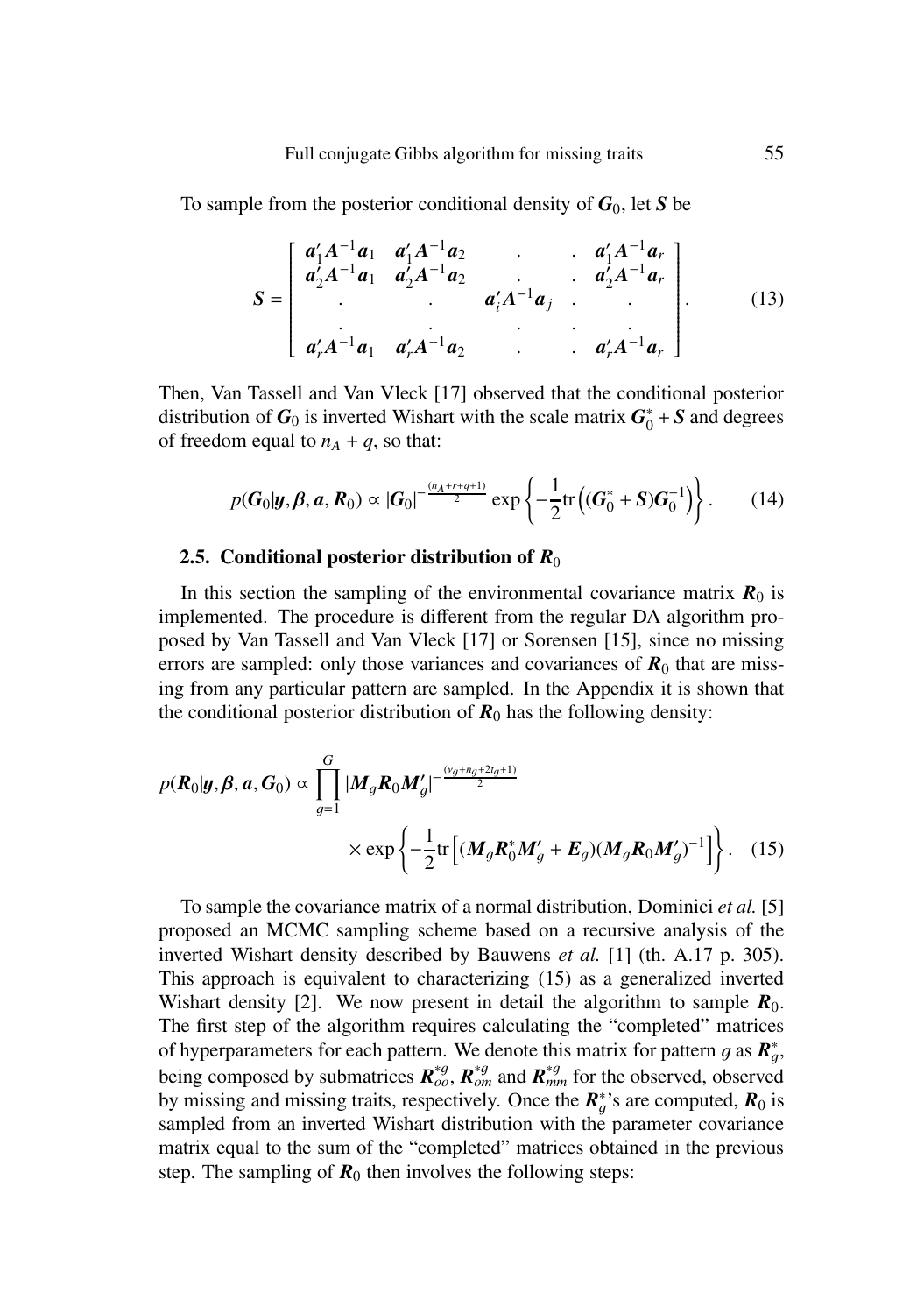To sample from the posterior conditional density of $\boldsymbol{G}_0$, let $\boldsymbol{S}$ be

$$\boldsymbol{S} = \begin{bmatrix} \boldsymbol{a}_1'\boldsymbol{A}^{-1}\boldsymbol{a}_1 & \boldsymbol{a}_1'\boldsymbol{A}^{-1}\boldsymbol{a}_2 & . & . & \boldsymbol{a}_1'\boldsymbol{A}^{-1}\boldsymbol{a}_r \\ \boldsymbol{a}_2'\boldsymbol{A}^{-1}\boldsymbol{a}_1 & \boldsymbol{a}_2'\boldsymbol{A}^{-1}\boldsymbol{a}_2 & . & . & \boldsymbol{a}_2'\boldsymbol{A}^{-1}\boldsymbol{a}_r \\ . & . & \boldsymbol{a}_i'\boldsymbol{A}^{-1}\boldsymbol{a}_j & . & . \\ . & . & . & . & . \\ \boldsymbol{a}_r'\boldsymbol{A}^{-1}\boldsymbol{a}_1 & \boldsymbol{a}_r'\boldsymbol{A}^{-1}\boldsymbol{a}_2 & . & . & \boldsymbol{a}_r'\boldsymbol{A}^{-1}\boldsymbol{a}_r \end{bmatrix}. \tag{13}$$

Then, Van Tassell and Van Vleck [17] observed that the conditional posterior distribution of $\boldsymbol{G}_0$ is inverted Wishart with the scale matrix $\boldsymbol{G}_0^* + \boldsymbol{S}$ and degrees of freedom equal to $n_A + q$, so that:

$$p(\boldsymbol{G}_0|\boldsymbol{y}, \boldsymbol{\beta}, \boldsymbol{a}, \boldsymbol{R}_0) \propto |\boldsymbol{G}_0|^{-\frac{(n_A+r+q+1)}{2}} \exp\left\{-\frac{1}{2}\mathrm{tr}\left((\boldsymbol{G}_0^* + \boldsymbol{S})\boldsymbol{G}_0^{-1}\right)\right\}. \tag{14}$$

### 2.5. Conditional posterior distribution of $\boldsymbol{R}_0$

In this section the sampling of the environmental covariance matrix $\boldsymbol{R}_0$ is implemented. The procedure is different from the regular DA algorithm proposed by Van Tassell and Van Vleck [17] or Sorensen [15], since no missing errors are sampled: only those variances and covariances of $\boldsymbol{R}_0$ that are missing from any particular pattern are sampled. In the Appendix it is shown that the conditional posterior distribution of $\boldsymbol{R}_0$ has the following density:

$$p(\boldsymbol{R}_0|\boldsymbol{y}, \boldsymbol{\beta}, \boldsymbol{a}, \boldsymbol{G}_0) \propto \prod_{g=1}^{G} |\boldsymbol{M}_g\boldsymbol{R}_0\boldsymbol{M}_g'|^{-\frac{(v_g+n_g+2t_g+1)}{2}} \times \exp\left\{-\frac{1}{2}\mathrm{tr}\left[(\boldsymbol{M}_g\boldsymbol{R}_0^*\boldsymbol{M}_g' + \boldsymbol{E}_g)(\boldsymbol{M}_g\boldsymbol{R}_0\boldsymbol{M}_g')^{-1}\right]\right\}. \tag{15}$$

To sample the covariance matrix of a normal distribution, Dominici *et al.* [5] proposed an MCMC sampling scheme based on a recursive analysis of the inverted Wishart density described by Bauwens *et al.* [1] (th. A.17 p. 305). This approach is equivalent to characterizing (15) as a generalized inverted Wishart density [2]. We now present in detail the algorithm to sample $\boldsymbol{R}_0$. The first step of the algorithm requires calculating the "completed" matrices of hyperparameters for each pattern. We denote this matrix for pattern $g$ as $\boldsymbol{R}_g^*$, being composed by submatrices $\boldsymbol{R}_{oo}^{*g}$, $\boldsymbol{R}_{om}^{*g}$ and $\boldsymbol{R}_{mm}^{*g}$ for the observed, observed by missing and missing traits, respectively. Once the $\boldsymbol{R}_g^*$'s are computed, $\boldsymbol{R}_0$ is sampled from an inverted Wishart distribution with the parameter covariance matrix equal to the sum of the "completed" matrices obtained in the previous step. The sampling of $\boldsymbol{R}_0$ then involves the following steps: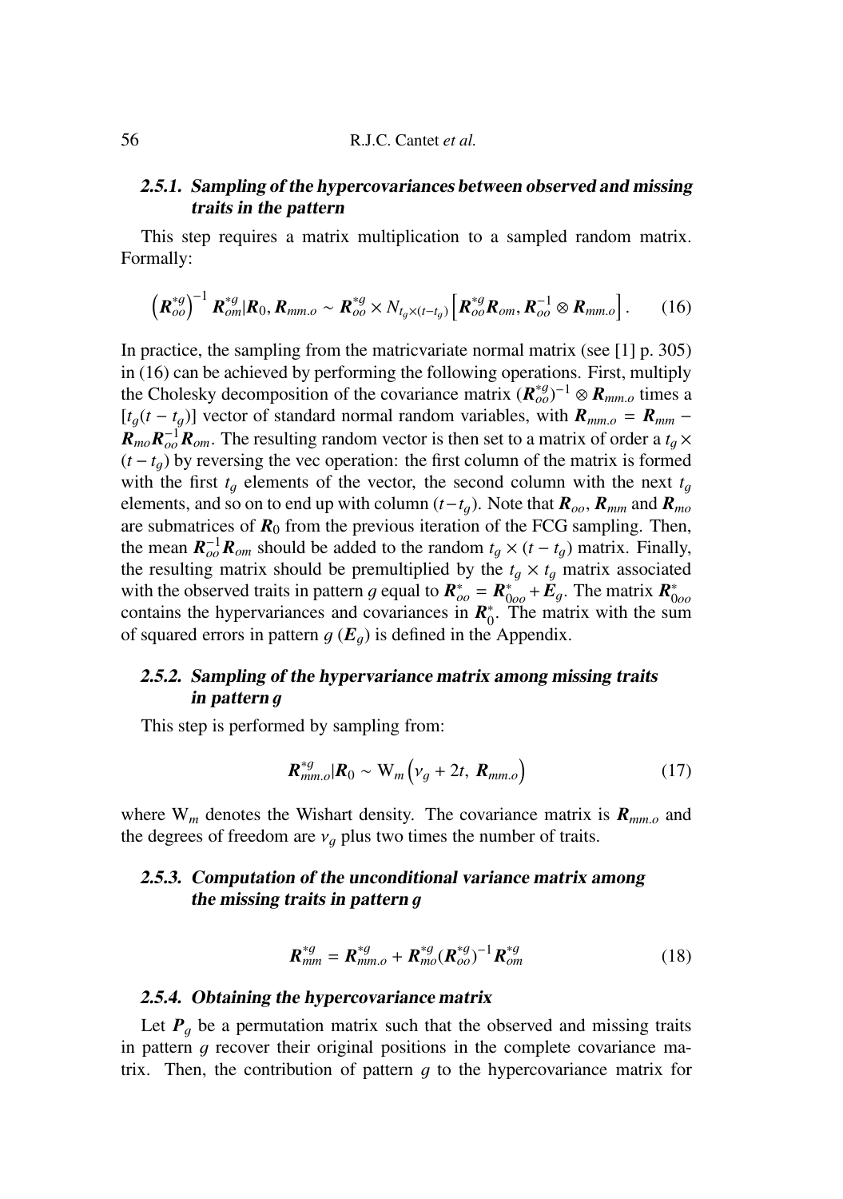#### 2.5.1. Sampling of the hypercovariances between observed and missing traits in the pattern

This step requires a matrix multiplication to a sampled random matrix. Formally:

$$\left(\boldsymbol{R}_{oo}^{*g}\right)^{-1} \boldsymbol{R}_{om}^{*g} | \boldsymbol{R}_0, \boldsymbol{R}_{mm.o} \sim \boldsymbol{R}_{oo}^{*g} \times N_{t_g \times (t-t_g)} \left[ \boldsymbol{R}_{oo}^{*g} \boldsymbol{R}_{om}, \boldsymbol{R}_{oo}^{-1} \otimes \boldsymbol{R}_{mm.o} \right]. \quad (16)$$

In practice, the sampling from the matricvariate normal matrix (see [1] p. 305) in (16) can be achieved by performing the following operations. First, multiply the Cholesky decomposition of the covariance matrix $(\boldsymbol{R}_{oo}^{*g})^{-1} \otimes \boldsymbol{R}_{mm.o}$ times a $[t_g(t - t_g)]$ vector of standard normal random variables, with $\boldsymbol{R}_{mm.o} = \boldsymbol{R}_{mm} - \boldsymbol{R}_{mo}\boldsymbol{R}_{oo}^{-1}\boldsymbol{R}_{om}$. The resulting random vector is then set to a matrix of order a $t_g \times (t - t_g)$ by reversing the vec operation: the first column of the matrix is formed with the first $t_g$ elements of the vector, the second column with the next $t_g$ elements, and so on to end up with column $(t-t_g)$. Note that $\boldsymbol{R}_{oo}$, $\boldsymbol{R}_{mm}$ and $\boldsymbol{R}_{mo}$ are submatrices of $\boldsymbol{R}_0$ from the previous iteration of the FCG sampling. Then, the mean $\boldsymbol{R}_{oo}^{-1}\boldsymbol{R}_{om}$ should be added to the random $t_g \times (t - t_g)$ matrix. Finally, the resulting matrix should be premultiplied by the $t_g \times t_g$ matrix associated with the observed traits in pattern $g$ equal to $\boldsymbol{R}_{oo}^{*} = \boldsymbol{R}_{0oo}^{*} + \boldsymbol{E}_g$. The matrix $\boldsymbol{R}_{0oo}^{*}$ contains the hypervariances and covariances in $\boldsymbol{R}_0^{*}$. The matrix with the sum of squared errors in pattern $g$ ($\boldsymbol{E}_g$) is defined in the Appendix.

#### 2.5.2. Sampling of the hypervariance matrix among missing traits in pattern g

This step is performed by sampling from:

$$\boldsymbol{R}_{mm.o}^{*g} | \boldsymbol{R}_0 \sim \mathrm{W}_m \left( \nu_g + 2t,\ \boldsymbol{R}_{mm.o} \right) \quad (17)$$

where $\mathrm{W}_m$ denotes the Wishart density. The covariance matrix is $\boldsymbol{R}_{mm.o}$ and the degrees of freedom are $\nu_g$ plus two times the number of traits.

#### 2.5.3. Computation of the unconditional variance matrix among the missing traits in pattern g

$$\boldsymbol{R}_{mm}^{*g} = \boldsymbol{R}_{mm.o}^{*g} + \boldsymbol{R}_{mo}^{*g} (\boldsymbol{R}_{oo}^{*g})^{-1} \boldsymbol{R}_{om}^{*g} \quad (18)$$

#### 2.5.4. Obtaining the hypercovariance matrix

Let $\boldsymbol{P}_g$ be a permutation matrix such that the observed and missing traits in pattern $g$ recover their original positions in the complete covariance matrix. Then, the contribution of pattern $g$ to the hypercovariance matrix for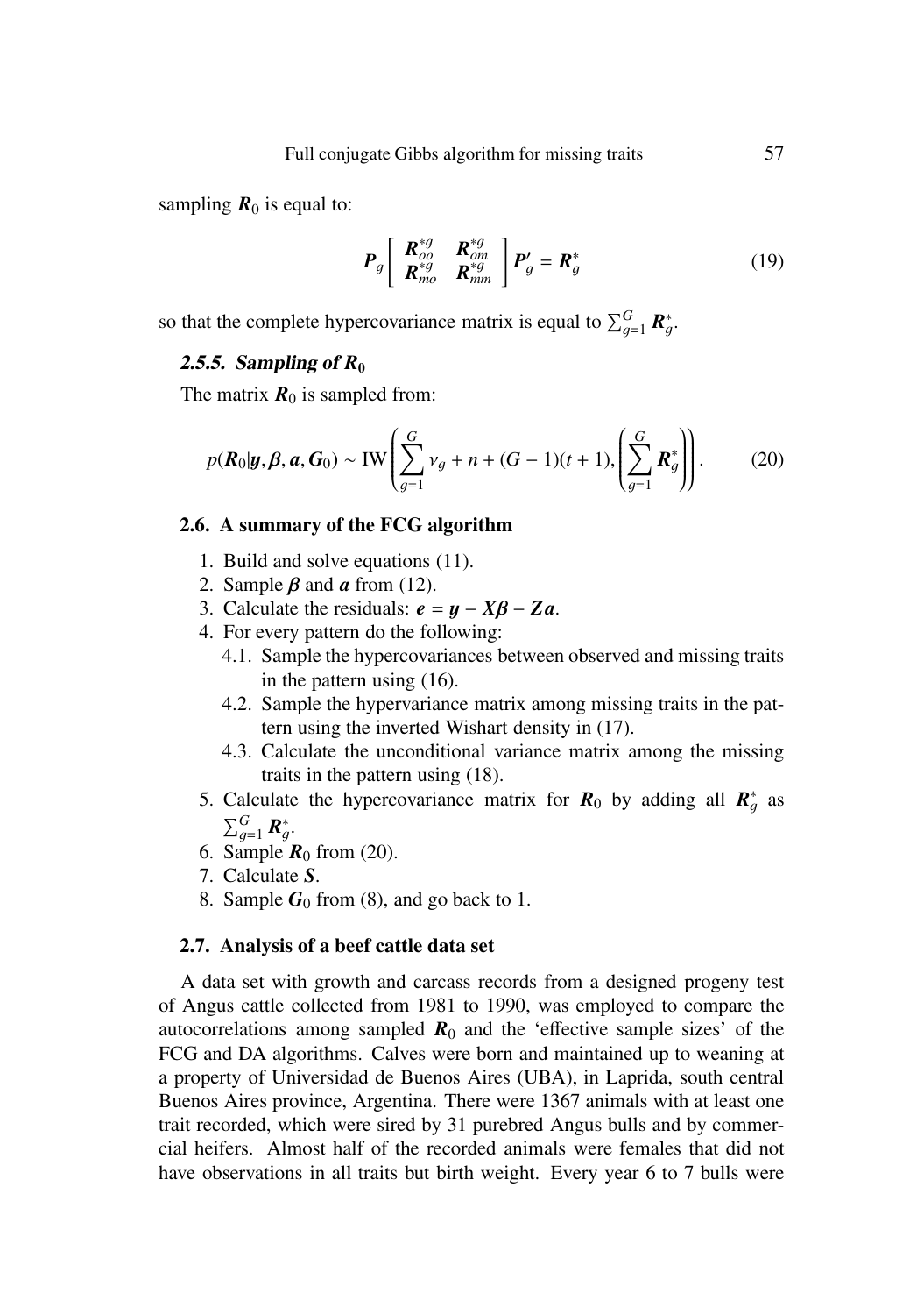sampling $\boldsymbol{R}_0$ is equal to:

$$\boldsymbol{P}_g \begin{bmatrix} \boldsymbol{R}_{oo}^{*g} & \boldsymbol{R}_{om}^{*g} \\ \boldsymbol{R}_{mo}^{*g} & \boldsymbol{R}_{mm}^{*g} \end{bmatrix} \boldsymbol{P}'_g = \boldsymbol{R}_g^* \tag{19}$$

so that the complete hypercovariance matrix is equal to $\sum_{g=1}^{G} \boldsymbol{R}_g^*$.

#### *2.5.5. Sampling of $\boldsymbol{R}_0$*

The matrix $\boldsymbol{R}_0$ is sampled from:

$$p(\boldsymbol{R}_0|\boldsymbol{y}, \boldsymbol{\beta}, \boldsymbol{a}, \boldsymbol{G}_0) \sim \text{IW}\left(\sum_{g=1}^{G} \nu_g + n + (G-1)(t+1), \left(\sum_{g=1}^{G} \boldsymbol{R}_g^*\right)\right). \tag{20}$$

### 2.6. A summary of the FCG algorithm

1. Build and solve equations (11).
2. Sample $\boldsymbol{\beta}$ and $\boldsymbol{a}$ from (12).
3. Calculate the residuals: $\boldsymbol{e} = \boldsymbol{y} - \boldsymbol{X\beta} - \boldsymbol{Za}$.
4. For every pattern do the following:
   - 4.1. Sample the hypercovariances between observed and missing traits in the pattern using (16).
   - 4.2. Sample the hypervariance matrix among missing traits in the pattern using the inverted Wishart density in (17).
   - 4.3. Calculate the unconditional variance matrix among the missing traits in the pattern using (18).
5. Calculate the hypercovariance matrix for $\boldsymbol{R}_0$ by adding all $\boldsymbol{R}_g^*$ as $\sum_{g=1}^{G} \boldsymbol{R}_g^*$.
6. Sample $\boldsymbol{R}_0$ from (20).
7. Calculate $\boldsymbol{S}$.
8. Sample $\boldsymbol{G}_0$ from (8), and go back to 1.

### 2.7. Analysis of a beef cattle data set

A data set with growth and carcass records from a designed progeny test of Angus cattle collected from 1981 to 1990, was employed to compare the autocorrelations among sampled $\boldsymbol{R}_0$ and the 'effective sample sizes' of the FCG and DA algorithms. Calves were born and maintained up to weaning at a property of Universidad de Buenos Aires (UBA), in Laprida, south central Buenos Aires province, Argentina. There were 1367 animals with at least one trait recorded, which were sired by 31 purebred Angus bulls and by commercial heifers. Almost half of the recorded animals were females that did not have observations in all traits but birth weight. Every year 6 to 7 bulls were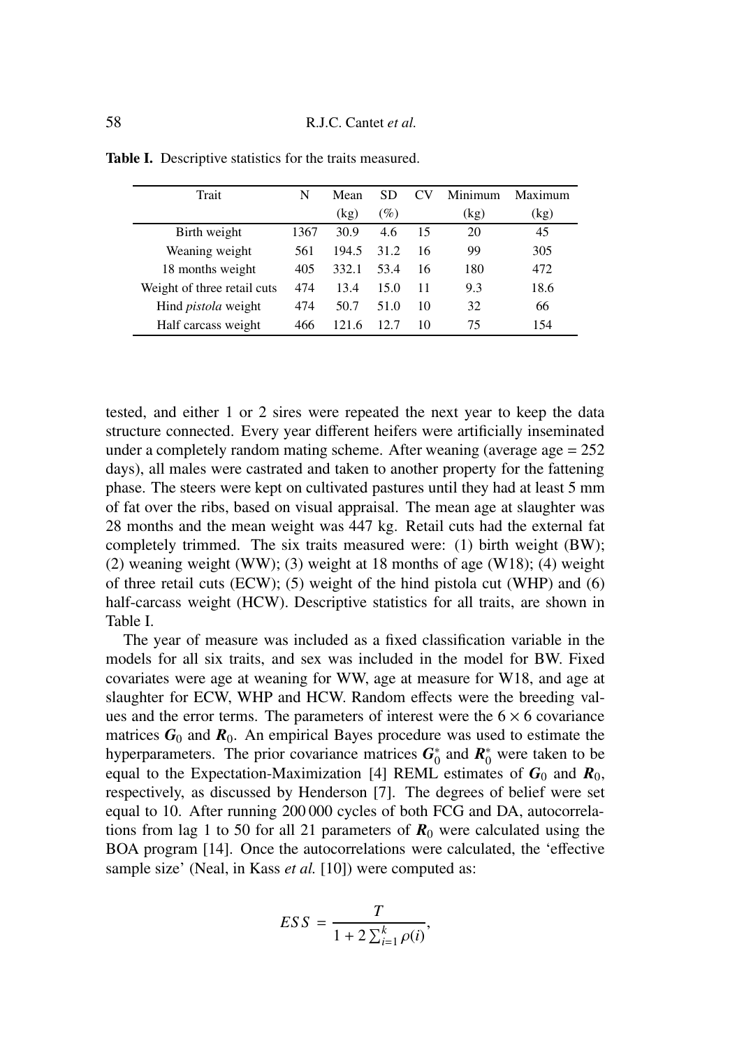**Table I.** Descriptive statistics for the traits measured.

| Trait | N | Mean (kg) | SD (%) | CV | Minimum (kg) | Maximum (kg) |
|---|---|---|---|---|---|---|
| Birth weight | 1367 | 30.9 | 4.6 | 15 | 20 | 45 |
| Weaning weight | 561 | 194.5 | 31.2 | 16 | 99 | 305 |
| 18 months weight | 405 | 332.1 | 53.4 | 16 | 180 | 472 |
| Weight of three retail cuts | 474 | 13.4 | 15.0 | 11 | 9.3 | 18.6 |
| Hind *pistola* weight | 474 | 50.7 | 51.0 | 10 | 32 | 66 |
| Half carcass weight | 466 | 121.6 | 12.7 | 10 | 75 | 154 |

tested, and either 1 or 2 sires were repeated the next year to keep the data structure connected. Every year different heifers were artificially inseminated under a completely random mating scheme. After weaning (average age = 252 days), all males were castrated and taken to another property for the fattening phase. The steers were kept on cultivated pastures until they had at least 5 mm of fat over the ribs, based on visual appraisal. The mean age at slaughter was 28 months and the mean weight was 447 kg. Retail cuts had the external fat completely trimmed. The six traits measured were: (1) birth weight (BW); (2) weaning weight (WW); (3) weight at 18 months of age (W18); (4) weight of three retail cuts (ECW); (5) weight of the hind pistola cut (WHP) and (6) half-carcass weight (HCW). Descriptive statistics for all traits, are shown in Table I.

The year of measure was included as a fixed classification variable in the models for all six traits, and sex was included in the model for BW. Fixed covariates were age at weaning for WW, age at measure for W18, and age at slaughter for ECW, WHP and HCW. Random effects were the breeding values and the error terms. The parameters of interest were the $6 \times 6$ covariance matrices $\boldsymbol{G}_0$ and $\boldsymbol{R}_0$. An empirical Bayes procedure was used to estimate the hyperparameters. The prior covariance matrices $\boldsymbol{G}_0^*$ and $\boldsymbol{R}_0^*$ were taken to be equal to the Expectation-Maximization [4] REML estimates of $\boldsymbol{G}_0$ and $\boldsymbol{R}_0$, respectively, as discussed by Henderson [7]. The degrees of belief were set equal to 10. After running 200 000 cycles of both FCG and DA, autocorrelations from lag 1 to 50 for all 21 parameters of $\boldsymbol{R}_0$ were calculated using the BOA program [14]. Once the autocorrelations were calculated, the 'effective sample size' (Neal, in Kass *et al.* [10]) were computed as:

$$ESS = \frac{T}{1 + 2\sum_{i=1}^{k} \rho(i)},$$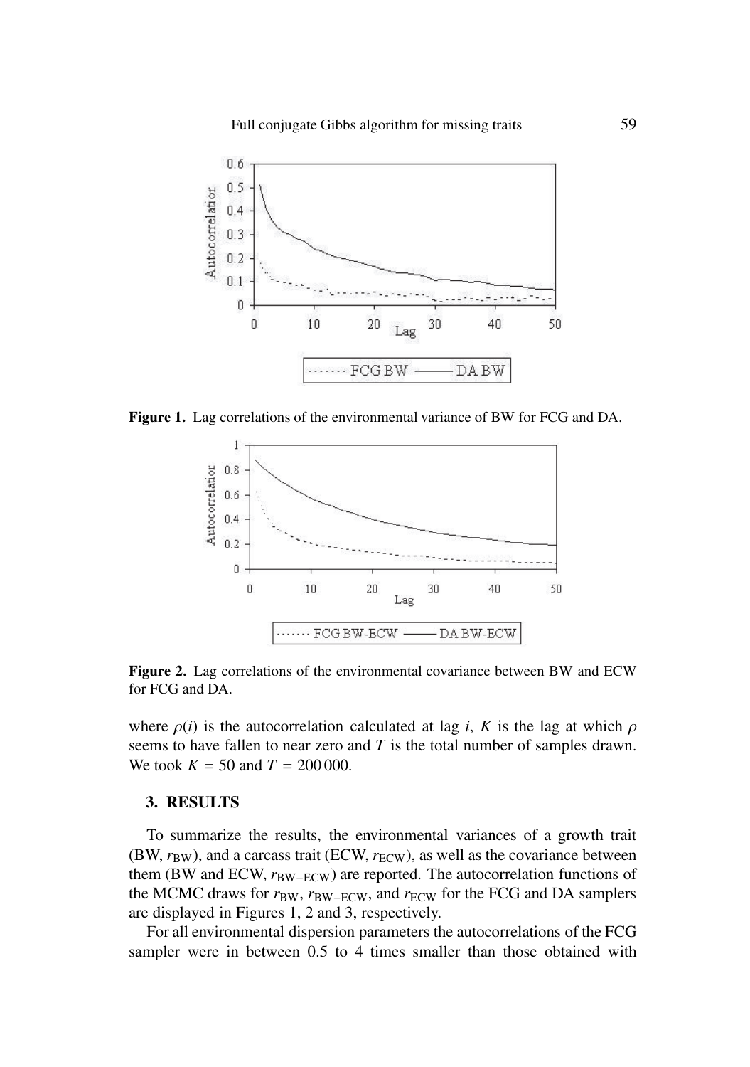**Figure 1.** Lag correlations of the environmental variance of BW for FCG and DA.

**Figure 2.** Lag correlations of the environmental covariance between BW and ECW for FCG and DA.

where $\rho(i)$ is the autocorrelation calculated at lag $i$, $K$ is the lag at which $\rho$ seems to have fallen to near zero and $T$ is the total number of samples drawn. We took $K = 50$ and $T = 200\,000$.

## 3. RESULTS

To summarize the results, the environmental variances of a growth trait (BW, $r_{BW}$), and a carcass trait (ECW, $r_{ECW}$), as well as the covariance between them (BW and ECW, $r_{BW-ECW}$) are reported. The autocorrelation functions of the MCMC draws for $r_{BW}$, $r_{BW-ECW}$, and $r_{ECW}$ for the FCG and DA samplers are displayed in Figures 1, 2 and 3, respectively.

For all environmental dispersion parameters the autocorrelations of the FCG sampler were in between 0.5 to 4 times smaller than those obtained with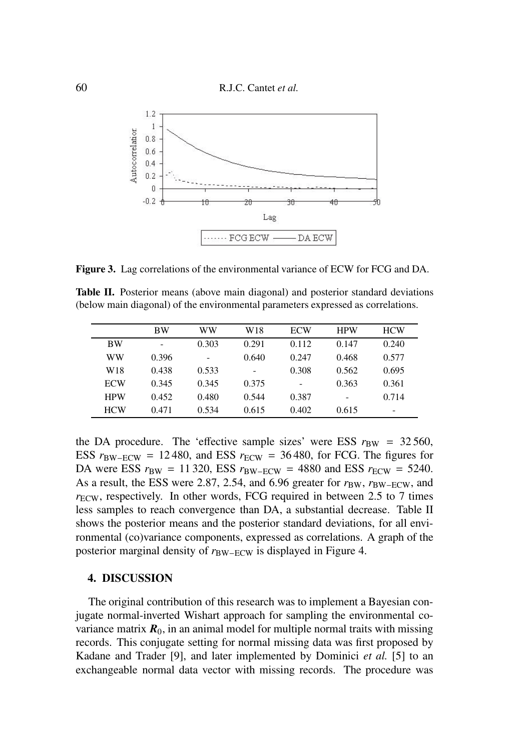**Figure 3.** Lag correlations of the environmental variance of ECW for FCG and DA.

**Table II.** Posterior means (above main diagonal) and posterior standard deviations (below main diagonal) of the environmental parameters expressed as correlations.

| | BW | WW | W18 | ECW | HPW | HCW |
|---|---|---|---|---|---|---|
| BW | - | 0.303 | 0.291 | 0.112 | 0.147 | 0.240 |
| WW | 0.396 | - | 0.640 | 0.247 | 0.468 | 0.577 |
| W18 | 0.438 | 0.533 | - | 0.308 | 0.562 | 0.695 |
| ECW | 0.345 | 0.345 | 0.375 | - | 0.363 | 0.361 |
| HPW | 0.452 | 0.480 | 0.544 | 0.387 | - | 0.714 |
| HCW | 0.471 | 0.534 | 0.615 | 0.402 | 0.615 | - |

the DA procedure. The 'effective sample sizes' were ESS $r_{\text{BW}}$ = 32 560, ESS $r_{\text{BW-ECW}}$ = 12 480, and ESS $r_{\text{ECW}}$ = 36 480, for FCG. The figures for DA were ESS $r_{\text{BW}}$ = 11 320, ESS $r_{\text{BW-ECW}}$ = 4880 and ESS $r_{\text{ECW}}$ = 5240. As a result, the ESS were 2.87, 2.54, and 6.96 greater for $r_{\text{BW}}$, $r_{\text{BW-ECW}}$, and $r_{\text{ECW}}$, respectively. In other words, FCG required in between 2.5 to 7 times less samples to reach convergence than DA, a substantial decrease. Table II shows the posterior means and the posterior standard deviations, for all environmental (co)variance components, expressed as correlations. A graph of the posterior marginal density of $r_{\text{BW-ECW}}$ is displayed in Figure 4.

## 4. DISCUSSION

The original contribution of this research was to implement a Bayesian conjugate normal-inverted Wishart approach for sampling the environmental covariance matrix $\boldsymbol{R}_0$, in an animal model for multiple normal traits with missing records. This conjugate setting for normal missing data was first proposed by Kadane and Trader [9], and later implemented by Dominici *et al.* [5] to an exchangeable normal data vector with missing records. The procedure was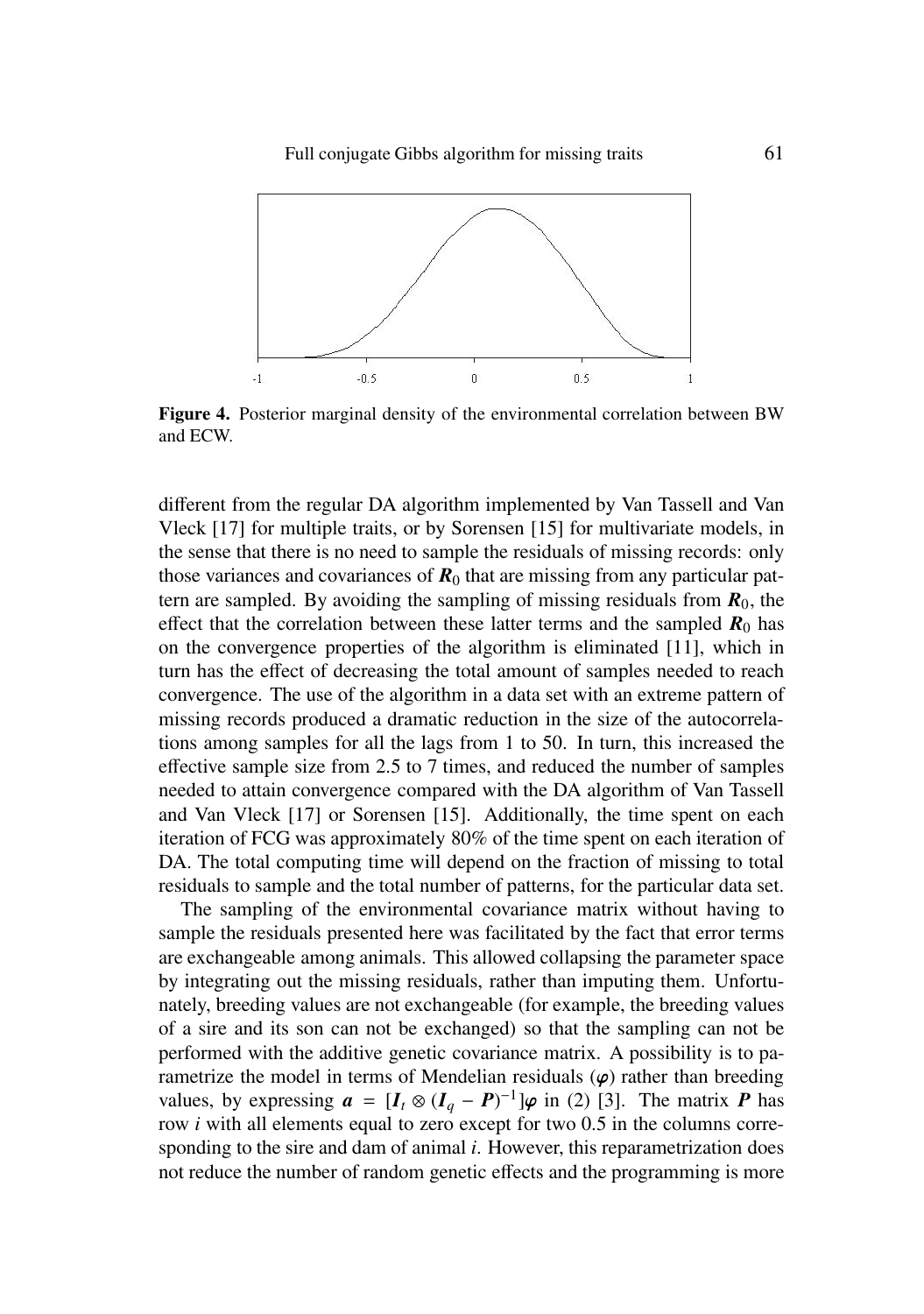**Figure 4.** Posterior marginal density of the environmental correlation between BW and ECW.

different from the regular DA algorithm implemented by Van Tassell and Van Vleck [17] for multiple traits, or by Sorensen [15] for multivariate models, in the sense that there is no need to sample the residuals of missing records: only those variances and covariances of $\boldsymbol{R}_0$ that are missing from any particular pattern are sampled. By avoiding the sampling of missing residuals from $\boldsymbol{R}_0$, the effect that the correlation between these latter terms and the sampled $\boldsymbol{R}_0$ has on the convergence properties of the algorithm is eliminated [11], which in turn has the effect of decreasing the total amount of samples needed to reach convergence. The use of the algorithm in a data set with an extreme pattern of missing records produced a dramatic reduction in the size of the autocorrelations among samples for all the lags from 1 to 50. In turn, this increased the effective sample size from 2.5 to 7 times, and reduced the number of samples needed to attain convergence compared with the DA algorithm of Van Tassell and Van Vleck [17] or Sorensen [15]. Additionally, the time spent on each iteration of FCG was approximately 80% of the time spent on each iteration of DA. The total computing time will depend on the fraction of missing to total residuals to sample and the total number of patterns, for the particular data set.

The sampling of the environmental covariance matrix without having to sample the residuals presented here was facilitated by the fact that error terms are exchangeable among animals. This allowed collapsing the parameter space by integrating out the missing residuals, rather than imputing them. Unfortunately, breeding values are not exchangeable (for example, the breeding values of a sire and its son can not be exchanged) so that the sampling can not be performed with the additive genetic covariance matrix. A possibility is to parametrize the model in terms of Mendelian residuals ($\boldsymbol{\varphi}$) rather than breeding values, by expressing $\boldsymbol{a} = [\boldsymbol{I}_t \otimes (\boldsymbol{I}_q - \boldsymbol{P})^{-1}]\boldsymbol{\varphi}$ in (2) [3]. The matrix $\boldsymbol{P}$ has row $i$ with all elements equal to zero except for two 0.5 in the columns corresponding to the sire and dam of animal $i$. However, this reparametrization does not reduce the number of random genetic effects and the programming is more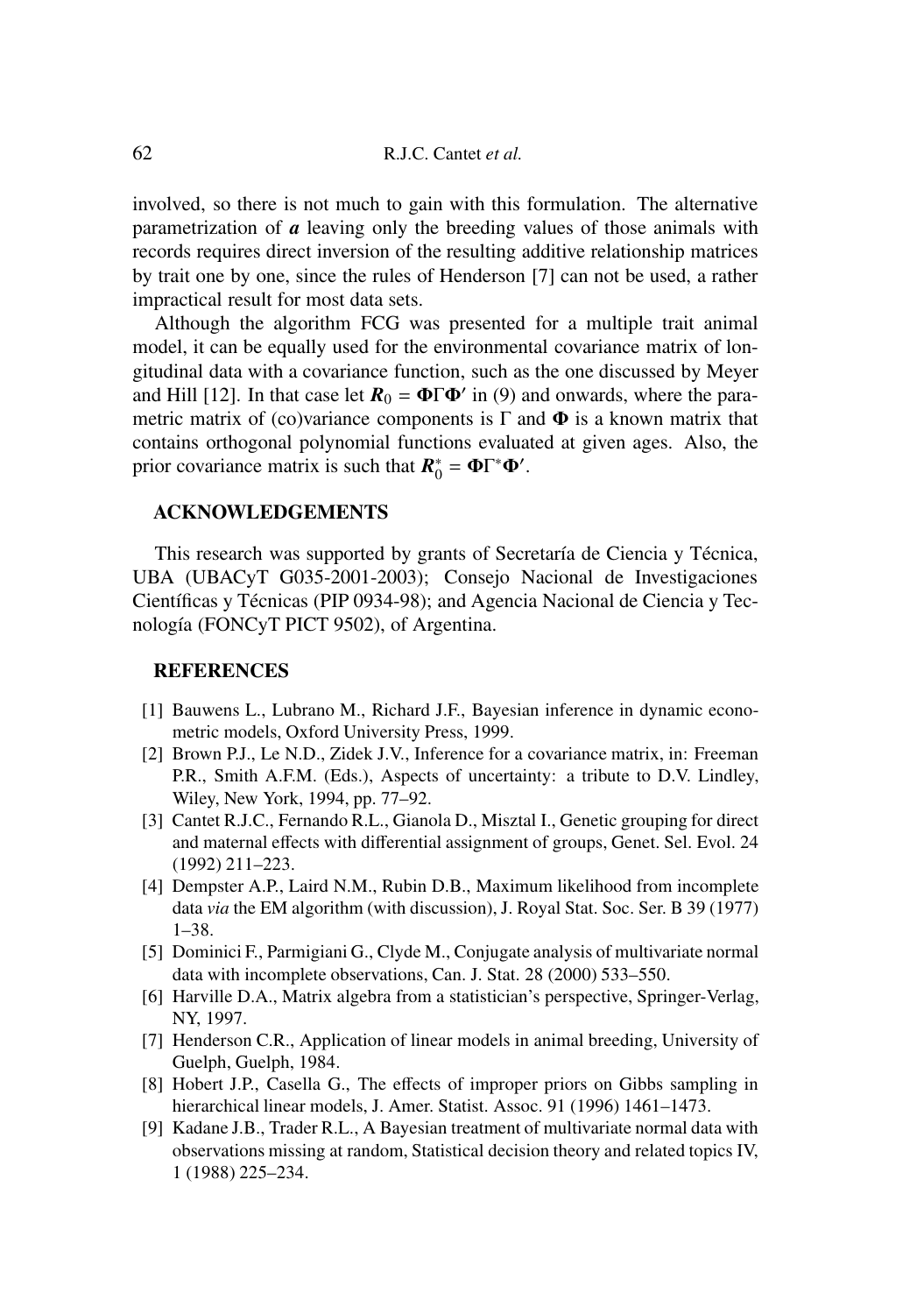involved, so there is not much to gain with this formulation. The alternative parametrization of $\boldsymbol{a}$ leaving only the breeding values of those animals with records requires direct inversion of the resulting additive relationship matrices by trait one by one, since the rules of Henderson [7] can not be used, a rather impractical result for most data sets.

Although the algorithm FCG was presented for a multiple trait animal model, it can be equally used for the environmental covariance matrix of longitudinal data with a covariance function, such as the one discussed by Meyer and Hill [12]. In that case let $\boldsymbol{R}_0 = \boldsymbol{\Phi}\Gamma\boldsymbol{\Phi}'$ in (9) and onwards, where the parametric matrix of (co)variance components is $\Gamma$ and $\boldsymbol{\Phi}$ is a known matrix that contains orthogonal polynomial functions evaluated at given ages. Also, the prior covariance matrix is such that $\boldsymbol{R}_0^* = \boldsymbol{\Phi}\Gamma^*\boldsymbol{\Phi}'$.

## ACKNOWLEDGEMENTS

This research was supported by grants of Secretaría de Ciencia y Técnica, UBA (UBACyT G035-2001-2003); Consejo Nacional de Investigaciones Científicas y Técnicas (PIP 0934-98); and Agencia Nacional de Ciencia y Tecnología (FONCyT PICT 9502), of Argentina.

## REFERENCES

[1] Bauwens L., Lubrano M., Richard J.F., Bayesian inference in dynamic econometric models, Oxford University Press, 1999.

[2] Brown P.J., Le N.D., Zidek J.V., Inference for a covariance matrix, in: Freeman P.R., Smith A.F.M. (Eds.), Aspects of uncertainty: a tribute to D.V. Lindley, Wiley, New York, 1994, pp. 77–92.

[3] Cantet R.J.C., Fernando R.L., Gianola D., Misztal I., Genetic grouping for direct and maternal effects with differential assignment of groups, Genet. Sel. Evol. 24 (1992) 211–223.

[4] Dempster A.P., Laird N.M., Rubin D.B., Maximum likelihood from incomplete data *via* the EM algorithm (with discussion), J. Royal Stat. Soc. Ser. B 39 (1977) 1–38.

[5] Dominici F., Parmigiani G., Clyde M., Conjugate analysis of multivariate normal data with incomplete observations, Can. J. Stat. 28 (2000) 533–550.

[6] Harville D.A., Matrix algebra from a statistician's perspective, Springer-Verlag, NY, 1997.

[7] Henderson C.R., Application of linear models in animal breeding, University of Guelph, Guelph, 1984.

[8] Hobert J.P., Casella G., The effects of improper priors on Gibbs sampling in hierarchical linear models, J. Amer. Statist. Assoc. 91 (1996) 1461–1473.

[9] Kadane J.B., Trader R.L., A Bayesian treatment of multivariate normal data with observations missing at random, Statistical decision theory and related topics IV, 1 (1988) 225–234.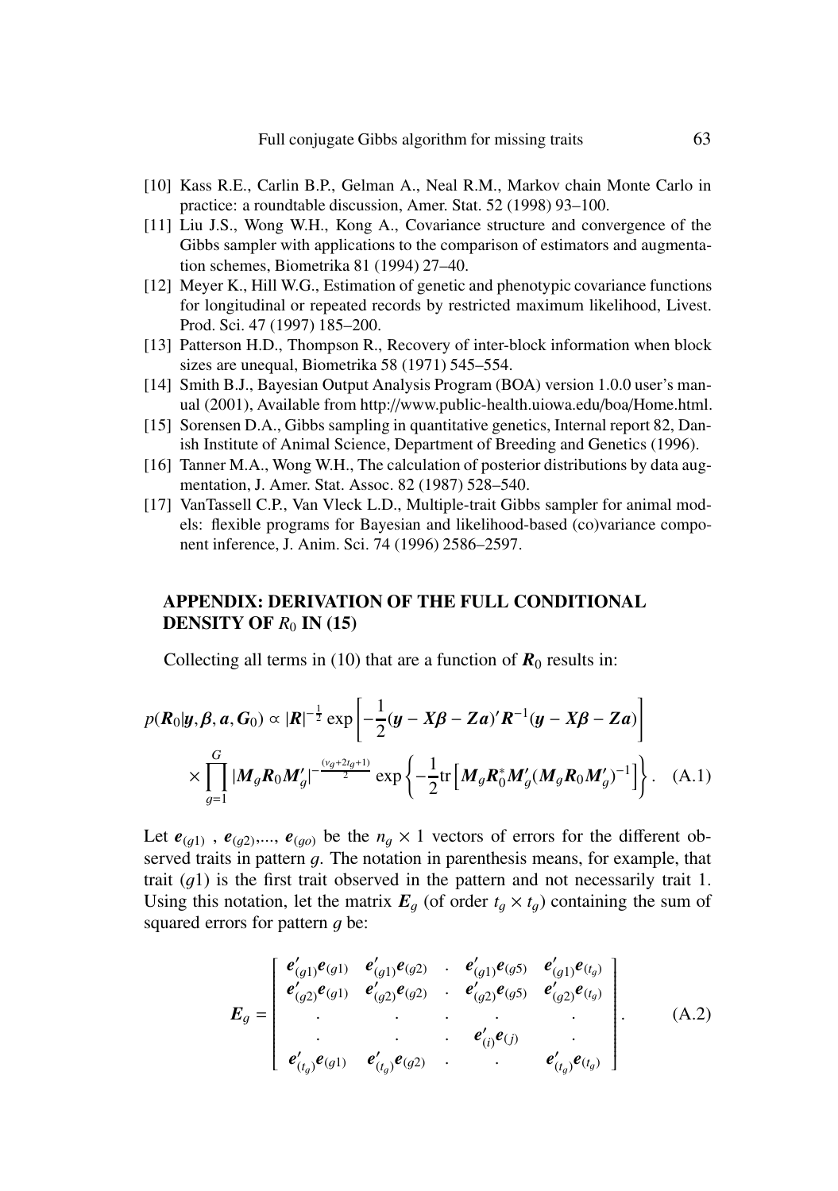[10] Kass R.E., Carlin B.P., Gelman A., Neal R.M., Markov chain Monte Carlo in practice: a roundtable discussion, Amer. Stat. 52 (1998) 93–100.

[11] Liu J.S., Wong W.H., Kong A., Covariance structure and convergence of the Gibbs sampler with applications to the comparison of estimators and augmentation schemes, Biometrika 81 (1994) 27–40.

[12] Meyer K., Hill W.G., Estimation of genetic and phenotypic covariance functions for longitudinal or repeated records by restricted maximum likelihood, Livest. Prod. Sci. 47 (1997) 185–200.

[13] Patterson H.D., Thompson R., Recovery of inter-block information when block sizes are unequal, Biometrika 58 (1971) 545–554.

[14] Smith B.J., Bayesian Output Analysis Program (BOA) version 1.0.0 user's manual (2001), Available from http://www.public-health.uiowa.edu/boa/Home.html.

[15] Sorensen D.A., Gibbs sampling in quantitative genetics, Internal report 82, Danish Institute of Animal Science, Department of Breeding and Genetics (1996).

[16] Tanner M.A., Wong W.H., The calculation of posterior distributions by data augmentation, J. Amer. Stat. Assoc. 82 (1987) 528–540.

[17] VanTassell C.P., Van Vleck L.D., Multiple-trait Gibbs sampler for animal models: flexible programs for Bayesian and likelihood-based (co)variance component inference, J. Anim. Sci. 74 (1996) 2586–2597.

## APPENDIX: DERIVATION OF THE FULL CONDITIONAL DENSITY OF $R_0$ IN (15)

Collecting all terms in (10) that are a function of $\boldsymbol{R}_0$ results in:

$$p(\boldsymbol{R}_0|\boldsymbol{y},\boldsymbol{\beta},\boldsymbol{a},\boldsymbol{G}_0) \propto |\boldsymbol{R}|^{-\frac{1}{2}} \exp\left[-\frac{1}{2}(\boldsymbol{y}-\boldsymbol{X\beta}-\boldsymbol{Za})'\boldsymbol{R}^{-1}(\boldsymbol{y}-\boldsymbol{X\beta}-\boldsymbol{Za})\right]$$
$$\times \prod_{g=1}^{G} |\boldsymbol{M}_g\boldsymbol{R}_0\boldsymbol{M}_g'|^{-\frac{(\nu_g+2t_g+1)}{2}} \exp\left\{-\frac{1}{2}\mathrm{tr}\left[\boldsymbol{M}_g\boldsymbol{R}_0^*\boldsymbol{M}_g'(\boldsymbol{M}_g\boldsymbol{R}_0\boldsymbol{M}_g')^{-1}\right]\right\}. \quad \text{(A.1)}$$

Let $\boldsymbol{e}_{(g1)}$ , $\boldsymbol{e}_{(g2)}$,..., $\boldsymbol{e}_{(go)}$ be the $n_g \times 1$ vectors of errors for the different observed traits in pattern $g$. The notation in parenthesis means, for example, that trait $(g1)$ is the first trait observed in the pattern and not necessarily trait 1. Using this notation, let the matrix $\boldsymbol{E}_g$ (of order $t_g \times t_g$) containing the sum of squared errors for pattern $g$ be:

$$\boldsymbol{E}_g = \begin{bmatrix} \boldsymbol{e}_{(g1)}'\boldsymbol{e}_{(g1)} & \boldsymbol{e}_{(g1)}'\boldsymbol{e}_{(g2)} & . & \boldsymbol{e}_{(g1)}'\boldsymbol{e}_{(g5)} & \boldsymbol{e}_{(g1)}'\boldsymbol{e}_{(t_g)} \\ \boldsymbol{e}_{(g2)}'\boldsymbol{e}_{(g1)} & \boldsymbol{e}_{(g2)}'\boldsymbol{e}_{(g2)} & . & \boldsymbol{e}_{(g2)}'\boldsymbol{e}_{(g5)} & \boldsymbol{e}_{(g2)}'\boldsymbol{e}_{(t_g)} \\ . & . & . & . & . \\ . & . & . & \boldsymbol{e}_{(i)}'\boldsymbol{e}_{(j)} & . \\ \boldsymbol{e}_{(t_g)}'\boldsymbol{e}_{(g1)} & \boldsymbol{e}_{(t_g)}'\boldsymbol{e}_{(g2)} & . & . & \boldsymbol{e}_{(t_g)}'\boldsymbol{e}_{(t_g)} \end{bmatrix}. \quad \text{(A.2)}$$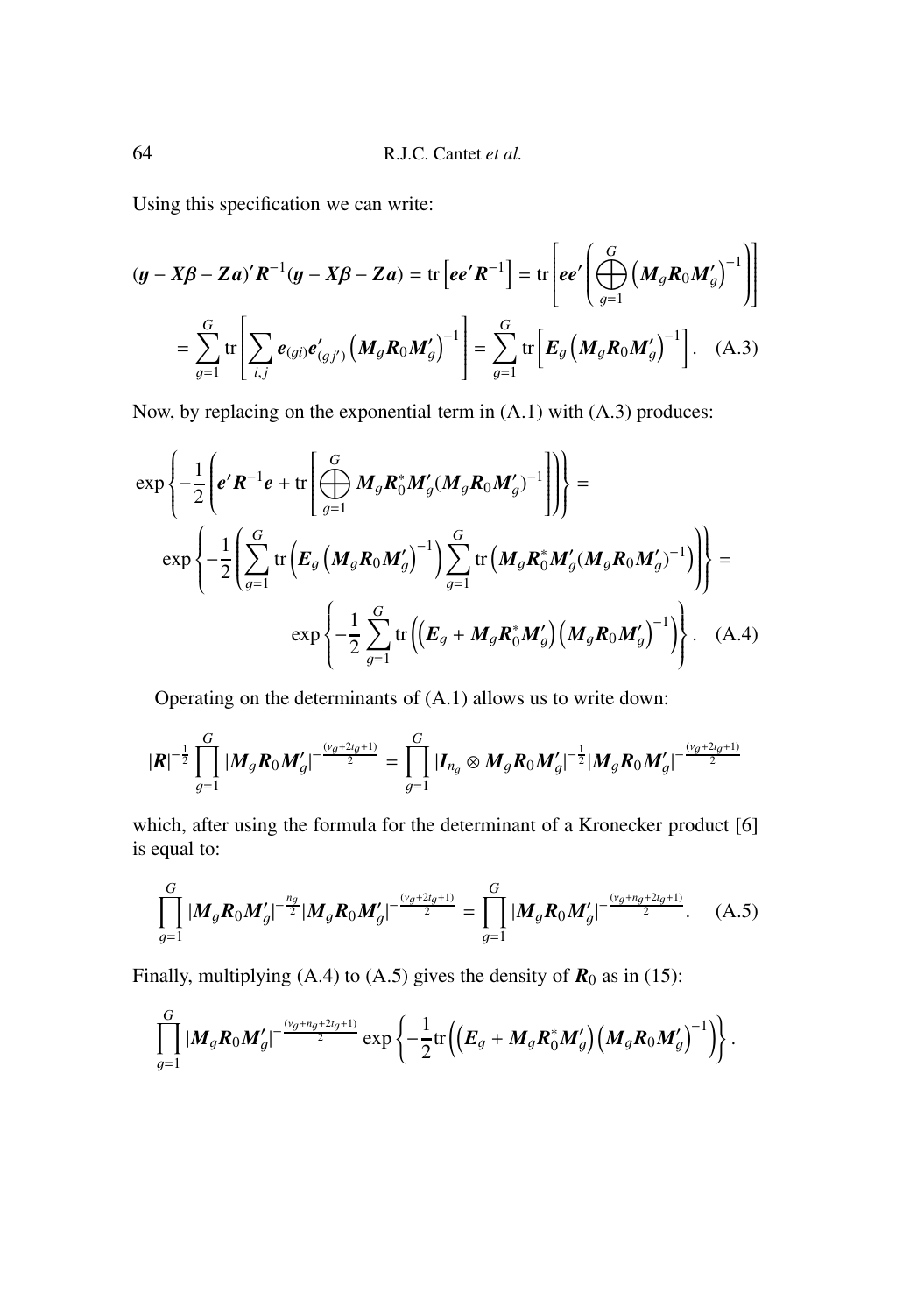Using this specification we can write:

$$
(\boldsymbol{y}-\boldsymbol{X}\boldsymbol{\beta}-\boldsymbol{Z}\boldsymbol{a})'\boldsymbol{R}^{-1}(\boldsymbol{y}-\boldsymbol{X}\boldsymbol{\beta}-\boldsymbol{Z}\boldsymbol{a}) = \operatorname{tr}\left[\boldsymbol{e}\boldsymbol{e}'\boldsymbol{R}^{-1}\right] = \operatorname{tr}\left[\boldsymbol{e}\boldsymbol{e}'\left(\bigoplus_{g=1}^{G}\left(\boldsymbol{M}_g\boldsymbol{R}_0\boldsymbol{M}_g'\right)^{-1}\right)\right]
$$

$$
= \sum_{g=1}^{G}\operatorname{tr}\left[\sum_{i,j}\boldsymbol{e}_{(gi)}\boldsymbol{e}_{(gj')}'\left(\boldsymbol{M}_g\boldsymbol{R}_0\boldsymbol{M}_g'\right)^{-1}\right] = \sum_{g=1}^{G}\operatorname{tr}\left[\boldsymbol{E}_g\left(\boldsymbol{M}_g\boldsymbol{R}_0\boldsymbol{M}_g'\right)^{-1}\right]. \quad \text{(A.3)}
$$

Now, by replacing on the exponential term in (A.1) with (A.3) produces:

$$
\exp\left\{-\frac{1}{2}\left(\boldsymbol{e}'\boldsymbol{R}^{-1}\boldsymbol{e} + \operatorname{tr}\left[\bigoplus_{g=1}^{G}\boldsymbol{M}_g\boldsymbol{R}_0^{*}\boldsymbol{M}_g'(\boldsymbol{M}_g\boldsymbol{R}_0\boldsymbol{M}_g')^{-1}\right]\right)\right\} =
$$

$$
\exp\left\{-\frac{1}{2}\left(\sum_{g=1}^{G}\operatorname{tr}\left(\boldsymbol{E}_g\left(\boldsymbol{M}_g\boldsymbol{R}_0\boldsymbol{M}_g'\right)^{-1}\right)\sum_{g=1}^{G}\operatorname{tr}\left(\boldsymbol{M}_g\boldsymbol{R}_0^{*}\boldsymbol{M}_g'(\boldsymbol{M}_g\boldsymbol{R}_0\boldsymbol{M}_g')^{-1}\right)\right)\right\} =
$$

$$
\exp\left\{-\frac{1}{2}\sum_{g=1}^{G}\operatorname{tr}\left(\left(\boldsymbol{E}_g + \boldsymbol{M}_g\boldsymbol{R}_0^{*}\boldsymbol{M}_g'\right)\left(\boldsymbol{M}_g\boldsymbol{R}_0\boldsymbol{M}_g'\right)^{-1}\right)\right\}. \quad \text{(A.4)}
$$

Operating on the determinants of (A.1) allows us to write down:

$$
|\boldsymbol{R}|^{-\frac{1}{2}}\prod_{g=1}^{G}|\boldsymbol{M}_g\boldsymbol{R}_0\boldsymbol{M}_g'|^{-\frac{(\nu_g+2t_g+1)}{2}} = \prod_{g=1}^{G}|\boldsymbol{I}_{n_g}\otimes\boldsymbol{M}_g\boldsymbol{R}_0\boldsymbol{M}_g'|^{-\frac{1}{2}}|\boldsymbol{M}_g\boldsymbol{R}_0\boldsymbol{M}_g'|^{-\frac{(\nu_g+2t_g+1)}{2}}
$$

which, after using the formula for the determinant of a Kronecker product [6] is equal to:

$$
\prod_{g=1}^{G}|\boldsymbol{M}_g\boldsymbol{R}_0\boldsymbol{M}_g'|^{-\frac{n_g}{2}}|\boldsymbol{M}_g\boldsymbol{R}_0\boldsymbol{M}_g'|^{-\frac{(\nu_g+2t_g+1)}{2}} = \prod_{g=1}^{G}|\boldsymbol{M}_g\boldsymbol{R}_0\boldsymbol{M}_g'|^{-\frac{(\nu_g+n_g+2t_g+1)}{2}}. \quad \text{(A.5)}
$$

Finally, multiplying (A.4) to (A.5) gives the density of $\boldsymbol{R}_0$ as in (15):

$$
\prod_{g=1}^{G}|\boldsymbol{M}_g\boldsymbol{R}_0\boldsymbol{M}_g'|^{-\frac{(\nu_g+n_g+2t_g+1)}{2}}\exp\left\{-\frac{1}{2}\operatorname{tr}\left(\left(\boldsymbol{E}_g + \boldsymbol{M}_g\boldsymbol{R}_0^{*}\boldsymbol{M}_g'\right)\left(\boldsymbol{M}_g\boldsymbol{R}_0\boldsymbol{M}_g'\right)^{-1}\right)\right\}.
$$